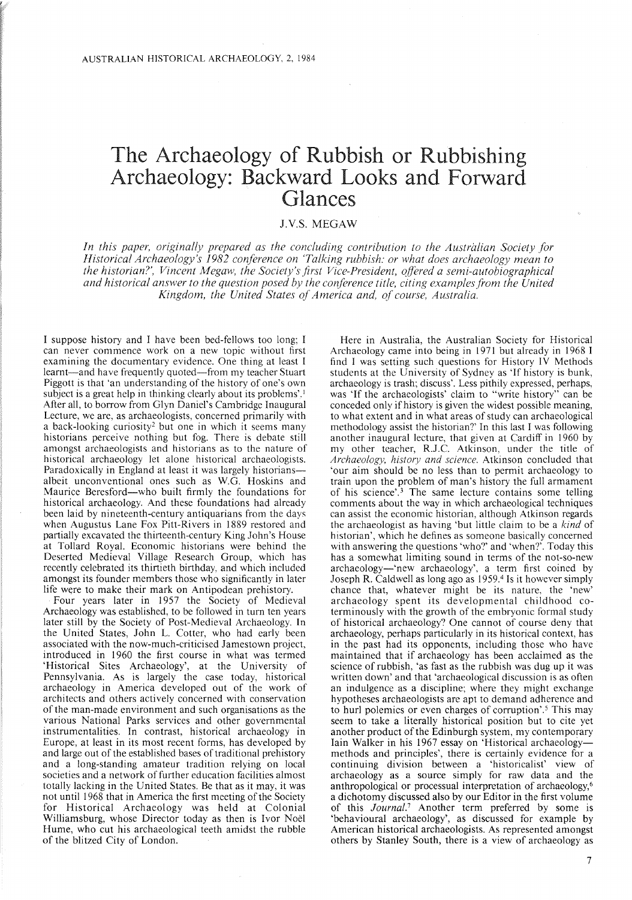# The Archaeology of Rubbish or Rubbishing Archaeology: Backward Looks and Forward Glances

J.V.S. MEGAW

*In this paper, originally prepared as the concluding contribution to the Australian Society for Historical Archaeology's 1982 conference on 'Talking rubbish: or what does archaeology mean to the historian?', Vincent Megaw, the Society's first Vice-President, offered a semi-autobiographical and historical answer to the question posed by the conference title, citing examples from the United Kingdom, the United States of America and, of course, Australia.*

I suppose history and I have been bed-fellows too long; I can never commence work on a new topic without first examining the documentary evidence. One thing at least I learnt—and have frequently quoted—from my teacher Stuart Piggott is that 'an understanding of the history of one's own subject is a great help in thinking clearly about its problems'.[1] After all, to borrow from Glyn Daniel's Cambridge Inaugural Lecture, we are, as archaeologists, concerned primarily with a back-looking curiosity[2] but one in which it seems many historians perceive nothing but fog. There is debate still amongst archaeologists and historians as to the nature of historical archaeology let alone historical archaeologists. Paradoxically in England at least it was largely historians—albeit unconventional ones such as W.G. Hoskins and Maurice Beresford—who built firmly the foundations for historical archaeology. And these foundations had already been laid by nineteenth-century antiquarians from the days when Augustus Lane Fox Pitt-Rivers in 1889 restored and partially excavated the thirteenth-century King John's House at Tollard Royal. Economic historians were behind the Deserted Medieval Village Research Group, which has recently celebrated its thirtieth birthday, and which included amongst its founder members those who significantly in later life were to make their mark on Antipodean prehistory.

Four years later in 1957 the Society of Medieval Archaeology was established, to be followed in turn ten years later still by the Society of Post-Medieval Archaeology. In the United States, John L. Cotter, who had early been associated with the now-much-criticised Jamestown project, introduced in 1960 the first course in what was termed 'Historical Sites Archaeology', at the University of Pennsylvania. As is largely the case today, historical archaeology in America developed out of the work of architects and others actively concerned with conservation of the man-made environment and such organisations as the various National Parks services and other governmental instrumentalities. In contrast, historical archaeology in Europe, at least in its most recent forms, has developed by and large out of the established bases of traditional prehistory and a long-standing amateur tradition relying on local societies and a network of further education facilities almost totally lacking in the United States. Be that as it may, it was not until 1968 that in America the first meeting of the Society for Historical Archaeology was held at Colonial Williamsburg, whose Director today as then is Ivor Noël Hume, who cut his archaeological teeth amidst the rubble of the blitzed City of London.

Here in Australia, the Australian Society for Historical Archaeology came into being in 1971 but already in 1968 I find I was setting such questions for History IV Methods students at the University of Sydney as 'If history is bunk, archaeology is trash; discuss'. Less pithily expressed, perhaps, was 'If the archaeologists' claim to "write history" can be conceded only if history is given the widest possible meaning, to what extent and in what areas of study can archaeological methodology assist the historian?' In this last I was following another inaugural lecture, that given at Cardiff in 1960 by my other teacher, R.J.C. Atkinson, under the title of *Archaeology, history and science*. Atkinson concluded that 'our aim should be no less than to permit archaeology to train upon the problem of man's history the full armament of his science'.[3] The same lecture contains some telling comments about the way in which archaeological techniques can assist the economic historian, although Atkinson regards the archaeologist as having 'but little claim to be a *kind* of historian', which he defines as someone basically concerned with answering the questions 'who?' and 'when?'. Today this has a somewhat limiting sound in terms of the not-so-new archaeology—'new archaeology', a term first coined by Joseph R. Caldwell as long ago as 1959.[4] Is it however simply chance that, whatever might be its nature, the 'new' archaeology spent its developmental childhood coterminously with the growth of the embryonic formal study of historical archaeology? One cannot of course deny that archaeology, perhaps particularly in its historical context, has in the past had its opponents, including those who have maintained that if archaeology has been acclaimed as the science of rubbish, 'as fast as the rubbish was dug up it was written down' and that 'archaeological discussion is as often an indulgence as a discipline; where they might exchange hypotheses archaeologists are apt to demand adherence and to hurl polemics or even charges of corruption'.[5] This may seem to take a literally historical position but to cite yet another product of the Edinburgh system, my contemporary Iain Walker in his 1967 essay on 'Historical archaeology—methods and principles', there is certainly evidence for a continuing division between a 'historicalist' view of archaeology as a source simply for raw data and the anthropological or processual interpretation of archaeology,[6] a dichotomy discussed also by our Editor in the first volume of this *Journal*.[7] Another term preferred by some is 'behavioural archaeology', as discussed for example by American historical archaeologists. As represented amongst others by Stanley South, there is a view of archaeology as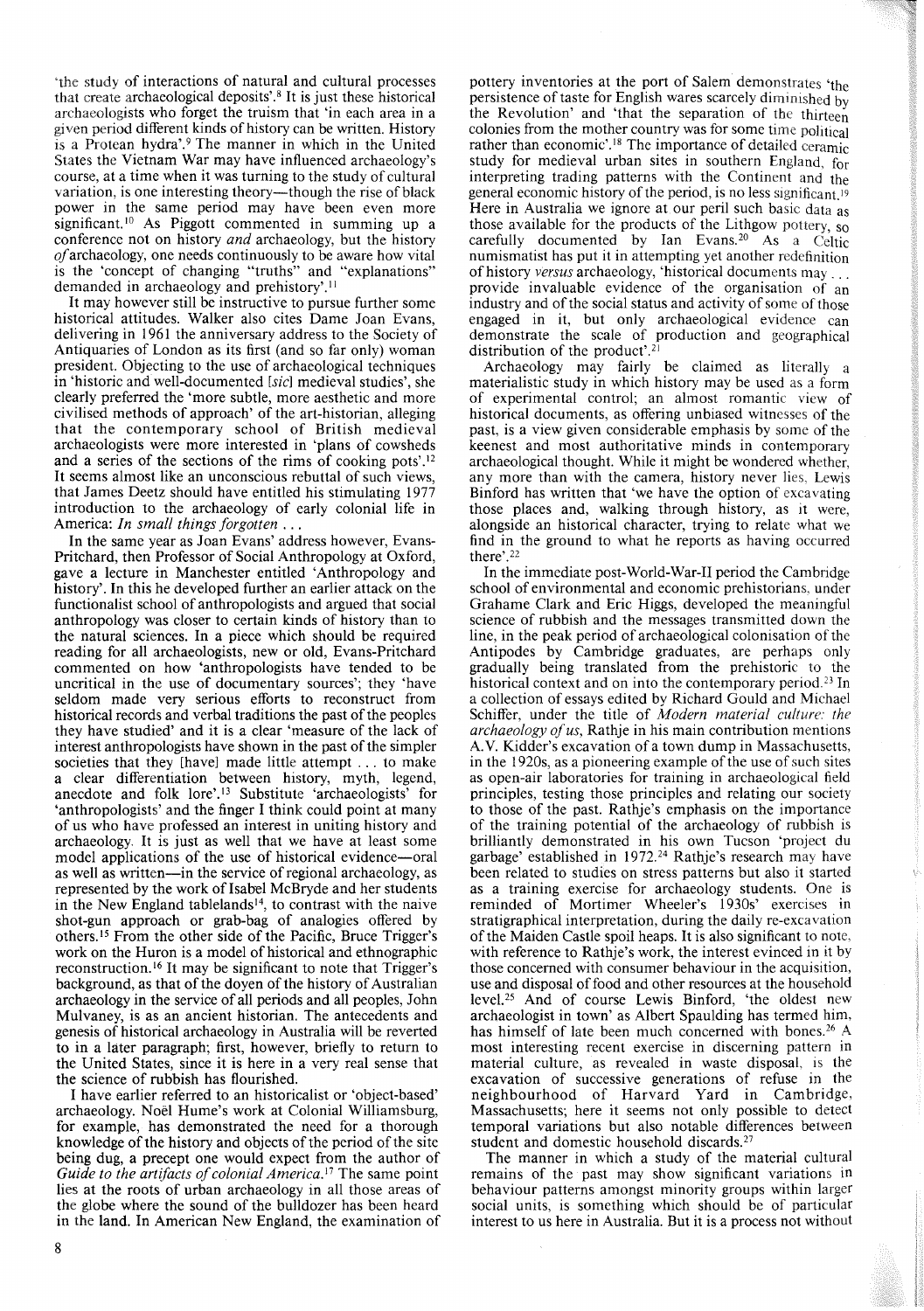'the study of interactions of natural and cultural processes that create archaeological deposits'.[8] It is just these historical archaeologists who forget the truism that 'in each area in a given period different kinds of history can be written. History is a Protean hydra'.[9] The manner in which in the United States the Vietnam War may have influenced archaeology's course, at a time when it was turning to the study of cultural variation, is one interesting theory—though the rise of black power in the same period may have been even more significant.[10] As Piggott commented in summing up a conference not on history *and* archaeology, but the history *of* archaeology, one needs continuously to be aware how vital is the 'concept of changing "truths" and "explanations" demanded in archaeology and prehistory'.[11]

It may however still be instructive to pursue further some historical attitudes. Walker also cites Dame Joan Evans, delivering in 1961 the anniversary address to the Society of Antiquaries of London as its first (and so far only) woman president. Objecting to the use of archaeological techniques in 'historic and well-documented [*sic*] medieval studies', she clearly preferred the 'more subtle, more aesthetic and more civilised methods of approach' of the art-historian, alleging that the contemporary school of British medieval archaeologists were more interested in 'plans of cowsheds and a series of the sections of the rims of cooking pots'.[12] It seems almost like an unconscious rebuttal of such views, that James Deetz should have entitled his stimulating 1977 introduction to the archaeology of early colonial life in America: *In small things forgotten . . .*

In the same year as Joan Evans' address however, Evans-Pritchard, then Professor of Social Anthropology at Oxford, gave a lecture in Manchester entitled 'Anthropology and history'. In this he developed further an earlier attack on the functionalist school of anthropologists and argued that social anthropology was closer to certain kinds of history than to the natural sciences. In a piece which should be required reading for all archaeologists, new or old, Evans-Pritchard commented on how 'anthropologists have tended to be uncritical in the use of documentary sources'; they 'have seldom made very serious efforts to reconstruct from historical records and verbal traditions the past of the peoples they have studied' and it is a clear 'measure of the lack of interest anthropologists have shown in the past of the simpler societies that they [have] made little attempt . . . to make a clear differentiation between history, myth, legend, anecdote and folk lore'.[13] Substitute 'archaeologists' for 'anthropologists' and the finger I think could point at many of us who have professed an interest in uniting history and archaeology. It is just as well that we have at least some model applications of the use of historical evidence—oral as well as written—in the service of regional archaeology, as represented by the work of Isabel McBryde and her students in the New England tablelands[14], to contrast with the naive shot-gun approach or grab-bag of analogies offered by others.[15] From the other side of the Pacific, Bruce Trigger's work on the Huron is a model of historical and ethnographic reconstruction.[16] It may be significant to note that Trigger's background, as that of the doyen of the history of Australian archaeology in the service of all periods and all peoples, John Mulvaney, is as an ancient historian. The antecedents and genesis of historical archaeology in Australia will be reverted to in a later paragraph; first, however, briefly to return to the United States, since it is here in a very real sense that the science of rubbish has flourished.

I have earlier referred to an historicalist or 'object-based' archaeology. Noël Hume's work at Colonial Williamsburg, for example, has demonstrated the need for a thorough knowledge of the history and objects of the period of the site being dug, a precept one would expect from the author of *Guide to the artifacts of colonial America*.[17] The same point lies at the roots of urban archaeology in all those areas of the globe where the sound of the bulldozer has been heard in the land. In American New England, the examination of pottery inventories at the port of Salem demonstrates 'the persistence of taste for English wares scarcely diminished by the Revolution' and 'that the separation of the thirteen colonies from the mother country was for some time political rather than economic'.[18] The importance of detailed ceramic study for medieval urban sites in southern England, for interpreting trading patterns with the Continent and the general economic history of the period, is no less significant.[19] Here in Australia we ignore at our peril such basic data as those available for the products of the Lithgow pottery, so carefully documented by Ian Evans.[20] As a Celtic numismatist has put it in attempting yet another redefinition of history *versus* archaeology, 'historical documents may . . . provide invaluable evidence of the organisation of an industry and of the social status and activity of some of those engaged in it, but only archaeological evidence can demonstrate the scale of production and geographical distribution of the product'.[21]

Archaeology may fairly be claimed as literally a materialistic study in which history may be used as a form of experimental control; an almost romantic view of historical documents, as offering unbiased witnesses of the past, is a view given considerable emphasis by some of the keenest and most authoritative minds in contemporary archaeological thought. While it might be wondered whether, any more than with the camera, history never lies, Lewis Binford has written that 'we have the option of excavating those places and, walking through history, as it were, alongside an historical character, trying to relate what we find in the ground to what he reports as having occurred there'.[22]

In the immediate post-World-War-II period the Cambridge school of environmental and economic prehistorians, under Grahame Clark and Eric Higgs, developed the meaningful science of rubbish and the messages transmitted down the line, in the peak period of archaeological colonisation of the Antipodes by Cambridge graduates, are perhaps only gradually being translated from the prehistoric to the historical context and on into the contemporary period.[23] In a collection of essays edited by Richard Gould and Michael Schiffer, under the title of *Modern material culture: the archaeology of us*, Rathje in his main contribution mentions A.V. Kidder's excavation of a town dump in Massachusetts, in the 1920s, as a pioneering example of the use of such sites as open-air laboratories for training in archaeological field principles, testing those principles and relating our society to those of the past. Rathje's emphasis on the importance of the training potential of the archaeology of rubbish is brilliantly demonstrated in his own Tucson 'project du garbage' established in 1972.[24] Rathje's research may have been related to studies on stress patterns but also it started as a training exercise for archaeology students. One is reminded of Mortimer Wheeler's 1930s' exercises in stratigraphical interpretation, during the daily re-excavation of the Maiden Castle spoil heaps. It is also significant to note, with reference to Rathje's work, the interest evinced in it by those concerned with consumer behaviour in the acquisition, use and disposal of food and other resources at the household level.[25] And of course Lewis Binford, 'the oldest new archaeologist in town' as Albert Spaulding has termed him, has himself of late been much concerned with bones.[26] A most interesting recent exercise in discerning pattern in material culture, as revealed in waste disposal, is the excavation of successive generations of refuse in the neighbourhood of Harvard Yard in Cambridge, Massachusetts; here it seems not only possible to detect temporal variations but also notable differences between student and domestic household discards.[27]

The manner in which a study of the material cultural remains of the past may show significant variations in behaviour patterns amongst minority groups within larger social units, is something which should be of particular interest to us here in Australia. But it is a process not without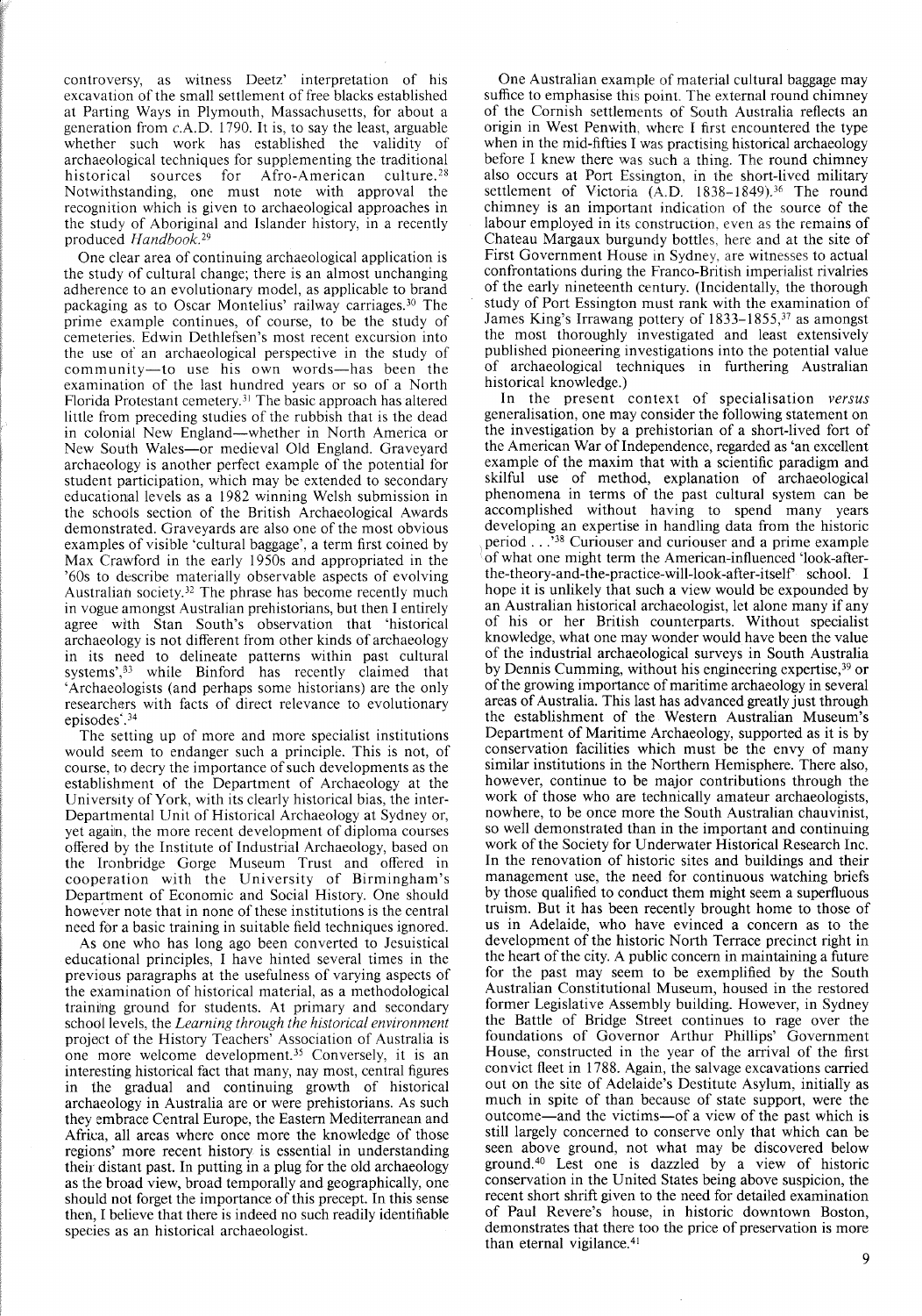controversy, as witness Deetz' interpretation of his excavation of the small settlement of free blacks established at Parting Ways in Plymouth, Massachusetts, for about a generation from *c.*A.D. 1790. It is, to say the least, arguable whether such work has established the validity of archaeological techniques for supplementing the traditional historical sources for Afro-American culture.[28] Notwithstanding, one must note with approval the recognition which is given to archaeological approaches in the study of Aboriginal and Islander history, in a recently produced *Handbook*.[29]

One clear area of continuing archaeological application is the study of cultural change; there is an almost unchanging adherence to an evolutionary model, as applicable to brand packaging as to Oscar Montelius' railway carriages.[30] The prime example continues, of course, to be the study of cemeteries. Edwin Dethlefsen's most recent excursion into the use of an archaeological perspective in the study of community—to use his own words—has been the examination of the last hundred years or so of a North Florida Protestant cemetery.[31] The basic approach has altered little from preceding studies of the rubbish that is the dead in colonial New England—whether in North America or New South Wales—or medieval Old England. Graveyard archaeology is another perfect example of the potential for student participation, which may be extended to secondary educational levels as a 1982 winning Welsh submission in the schools section of the British Archaeological Awards demonstrated. Graveyards are also one of the most obvious examples of visible 'cultural baggage', a term first coined by Max Crawford in the early 1950s and appropriated in the '60s to describe materially observable aspects of evolving Australian society.[32] The phrase has become recently much in vogue amongst Australian prehistorians, but then I entirely agree with Stan South's observation that 'historical archaeology is not different from other kinds of archaeology in its need to delineate patterns within past cultural systems',[33] while Binford has recently claimed that 'Archaeologists (and perhaps some historians) are the only researchers with facts of direct relevance to evolutionary episodes'.[34]

The setting up of more and more specialist institutions would seem to endanger such a principle. This is not, of course, to decry the importance of such developments as the establishment of the Department of Archaeology at the University of York, with its clearly historical bias, the inter-Departmental Unit of Historical Archaeology at Sydney or, yet again, the more recent development of diploma courses offered by the Institute of Industrial Archaeology, based on the Ironbridge Gorge Museum Trust and offered in cooperation with the University of Birmingham's Department of Economic and Social History. One should however note that in none of these institutions is the central need for a basic training in suitable field techniques ignored.

As one who has long ago been converted to Jesuitical educational principles, I have hinted several times in the previous paragraphs at the usefulness of varying aspects of the examination of historical material, as a methodological training ground for students. At primary and secondary school levels, the *Learning through the historical environment* project of the History Teachers' Association of Australia is one more welcome development.[35] Conversely, it is an interesting historical fact that many, nay most, central figures in the gradual and continuing growth of historical archaeology in Australia are or were prehistorians. As such they embrace Central Europe, the Eastern Mediterranean and Africa, all areas where once more the knowledge of those regions' more recent history is essential in understanding their distant past. In putting in a plug for the old archaeology as the broad view, broad temporally and geographically, one should not forget the importance of this precept. In this sense then, I believe that there is indeed no such readily identifiable species as an historical archaeologist.

One Australian example of material cultural baggage may suffice to emphasise this point. The external round chimney of the Cornish settlements of South Australia reflects an origin in West Penwith, where I first encountered the type when in the mid-fifties I was practising historical archaeology before I knew there was such a thing. The round chimney also occurs at Port Essington, in the short-lived military settlement of Victoria (A.D. 1838–1849).[36] The round chimney is an important indication of the source of the labour employed in its construction, even as the remains of Chateau Margaux burgundy bottles, here and at the site of First Government House in Sydney, are witnesses to actual confrontations during the Franco-British imperialist rivalries of the early nineteenth century. (Incidentally, the thorough study of Port Essington must rank with the examination of James King's Irrawang pottery of 1833–1855,[37] as amongst the most thoroughly investigated and least extensively published pioneering investigations into the potential value of archaeological techniques in furthering Australian historical knowledge.)

In the present context of specialisation *versus* generalisation, one may consider the following statement on the investigation by a prehistorian of a short-lived fort of the American War of Independence, regarded as 'an excellent example of the maxim that with a scientific paradigm and skilful use of method, explanation of archaeological phenomena in terms of the past cultural system can be accomplished without having to spend many years developing an expertise in handling data from the historic period . . .'[38] Curiouser and curiouser and a prime example of what one might term the American-influenced 'look-after-the-theory-and-the-practice-will-look-after-itself' school. I hope it is unlikely that such a view would be expounded by an Australian historical archaeologist, let alone many if any of his or her British counterparts. Without specialist knowledge, what one may wonder would have been the value of the industrial archaeological surveys in South Australia by Dennis Cumming, without his engineering expertise,[39] or of the growing importance of maritime archaeology in several areas of Australia. This last has advanced greatly just through the establishment of the Western Australian Museum's Department of Maritime Archaeology, supported as it is by conservation facilities which must be the envy of many similar institutions in the Northern Hemisphere. There also, however, continue to be major contributions through the work of those who are technically amateur archaeologists, nowhere, to be once more the South Australian chauvinist, so well demonstrated than in the important and continuing work of the Society for Underwater Historical Research Inc. In the renovation of historic sites and buildings and their management use, the need for continuous watching briefs by those qualified to conduct them might seem a superfluous truism. But it has been recently brought home to those of us in Adelaide, who have evinced a concern as to the development of the historic North Terrace precinct right in the heart of the city. A public concern in maintaining a future for the past may seem to be exemplified by the South Australian Constitutional Museum, housed in the restored former Legislative Assembly building. However, in Sydney the Battle of Bridge Street continues to rage over the foundations of Governor Arthur Phillips' Government House, constructed in the year of the arrival of the first convict fleet in 1788. Again, the salvage excavations carried out on the site of Adelaide's Destitute Asylum, initially as much in spite of than because of state support, were the outcome—and the victims—of a view of the past which is still largely concerned to conserve only that which can be seen above ground, not what may be discovered below ground.[40] Lest one is dazzled by a view of historic conservation in the United States being above suspicion, the recent short shrift given to the need for detailed examination of Paul Revere's house, in historic downtown Boston, demonstrates that there too the price of preservation is more than eternal vigilance.[41]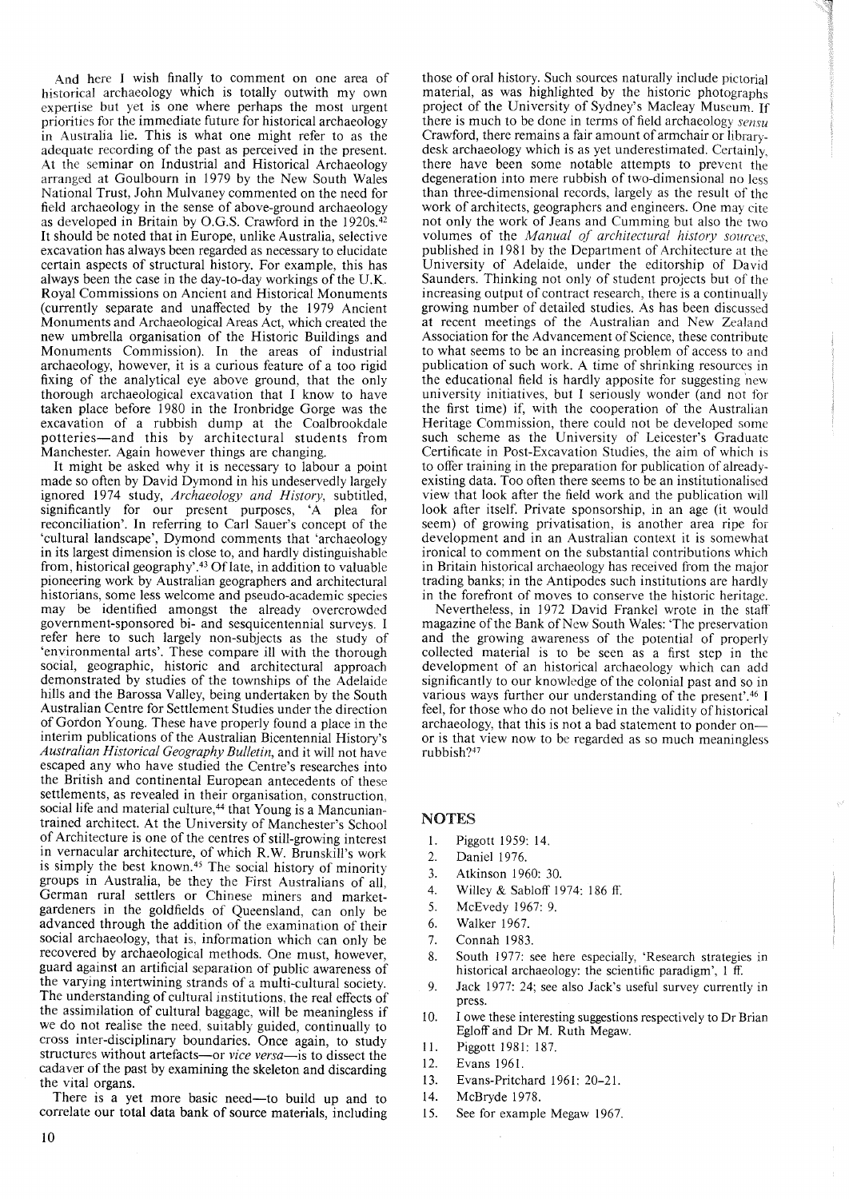And here I wish finally to comment on one area of historical archaeology which is totally outwith my own expertise but yet is one where perhaps the most urgent priorities for the immediate future for historical archaeology in Australia lie. This is what one might refer to as the adequate recording of the past as perceived in the present. At the seminar on Industrial and Historical Archaeology arranged at Goulbourn in 1979 by the New South Wales National Trust, John Mulvaney commented on the need for field archaeology in the sense of above-ground archaeology as developed in Britain by O.G.S. Crawford in the 1920s.[42] It should be noted that in Europe, unlike Australia, selective excavation has always been regarded as necessary to elucidate certain aspects of structural history. For example, this has always been the case in the day-to-day workings of the U.K. Royal Commissions on Ancient and Historical Monuments (currently separate and unaffected by the 1979 Ancient Monuments and Archaeological Areas Act, which created the new umbrella organisation of the Historic Buildings and Monuments Commission). In the areas of industrial archaeology, however, it is a curious feature of a too rigid fixing of the analytical eye above ground, that the only thorough archaeological excavation that I know to have taken place before 1980 in the Ironbridge Gorge was the excavation of a rubbish dump at the Coalbrookdale potteries—and this by architectural students from Manchester. Again however things are changing.

It might be asked why it is necessary to labour a point made so often by David Dymond in his undeservedly largely ignored 1974 study, *Archaeology and History*, subtitled, significantly for our present purposes, 'A plea for reconciliation'. In referring to Carl Sauer's concept of the 'cultural landscape', Dymond comments that 'archaeology in its largest dimension is close to, and hardly distinguishable from, historical geography'.[43] Of late, in addition to valuable pioneering work by Australian geographers and architectural historians, some less welcome and pseudo-academic species may be identified amongst the already overcrowded government-sponsored bi- and sesquicentennial surveys. I refer here to such largely non-subjects as the study of 'environmental arts'. These compare ill with the thorough social, geographic, historic and architectural approach demonstrated by studies of the townships of the Adelaide hills and the Barossa Valley, being undertaken by the South Australian Centre for Settlement Studies under the direction of Gordon Young. These have properly found a place in the interim publications of the Australian Bicentennial History's *Australian Historical Geography Bulletin*, and it will not have escaped any who have studied the Centre's researches into the British and continental European antecedents of these settlements, as revealed in their organisation, construction, social life and material culture,[44] that Young is a Mancunian-trained architect. At the University of Manchester's School of Architecture is one of the centres of still-growing interest in vernacular architecture, of which R.W. Brunskill's work is simply the best known.[45] The social history of minority groups in Australia, be they the First Australians of all, German rural settlers or Chinese miners and market-gardeners in the goldfields of Queensland, can only be advanced through the addition of the examination of their social archaeology, that is, information which can only be recovered by archaeological methods. One must, however, guard against an artificial separation of public awareness of the varying intertwining strands of a multi-cultural society. The understanding of cultural institutions, the real effects of the assimilation of cultural baggage, will be meaningless if we do not realise the need, suitably guided, continually to cross inter-disciplinary boundaries. Once again, to study structures without artefacts—or *vice versa*—is to dissect the cadaver of the past by examining the skeleton and discarding the vital organs.

There is a yet more basic need—to build up and to correlate our total data bank of source materials, including those of oral history. Such sources naturally include pictorial material, as was highlighted by the historic photographs project of the University of Sydney's Macleay Museum. If there is much to be done in terms of field archaeology *sensu* Crawford, there remains a fair amount of armchair or library-desk archaeology which is as yet underestimated. Certainly, there have been some notable attempts to prevent the degeneration into mere rubbish of two-dimensional no less than three-dimensional records, largely as the result of the work of architects, geographers and engineers. One may cite not only the work of Jeans and Cumming but also the two volumes of the *Manual of architectural history sources*, published in 1981 by the Department of Architecture at the University of Adelaide, under the editorship of David Saunders. Thinking not only of student projects but of the increasing output of contract research, there is a continually growing number of detailed studies. As has been discussed at recent meetings of the Australian and New Zealand Association for the Advancement of Science, these contribute to what seems to be an increasing problem of access to and publication of such work. A time of shrinking resources in the educational field is hardly apposite for suggesting new university initiatives, but I seriously wonder (and not for the first time) if, with the cooperation of the Australian Heritage Commission, there could not be developed some such scheme as the University of Leicester's Graduate Certificate in Post-Excavation Studies, the aim of which is to offer training in the preparation for publication of already-existing data. Too often there seems to be an institutionalised view that look after the field work and the publication will look after itself. Private sponsorship, in an age (it would seem) of growing privatisation, is another area ripe for development and in an Australian context it is somewhat ironical to comment on the substantial contributions which in Britain historical archaeology has received from the major trading banks; in the Antipodes such institutions are hardly in the forefront of moves to conserve the historic heritage.

Nevertheless, in 1972 David Frankel wrote in the staff magazine of the Bank of New South Wales: 'The preservation and the growing awareness of the potential of properly collected material is to be seen as a first step in the development of an historical archaeology which can add significantly to our knowledge of the colonial past and so in various ways further our understanding of the present'.[46] I feel, for those who do not believe in the validity of historical archaeology, that this is not a bad statement to ponder on—or is that view now to be regarded as so much meaningless rubbish?[47]

## NOTES

1. Piggott 1959: 14.
2. Daniel 1976.
3. Atkinson 1960: 30.
4. Willey & Sabloff 1974: 186 ff.
5. McEvedy 1967: 9.
6. Walker 1967.
7. Connah 1983.
8. South 1977: see here especially, 'Research strategies in historical archaeology: the scientific paradigm', 1 ff.
9. Jack 1977: 24; see also Jack's useful survey currently in press.
10. I owe these interesting suggestions respectively to Dr Brian Egloff and Dr M. Ruth Megaw.
11. Piggott 1981: 187.
12. Evans 1961.
13. Evans-Pritchard 1961: 20–21.
14. McBryde 1978.
15. See for example Megaw 1967.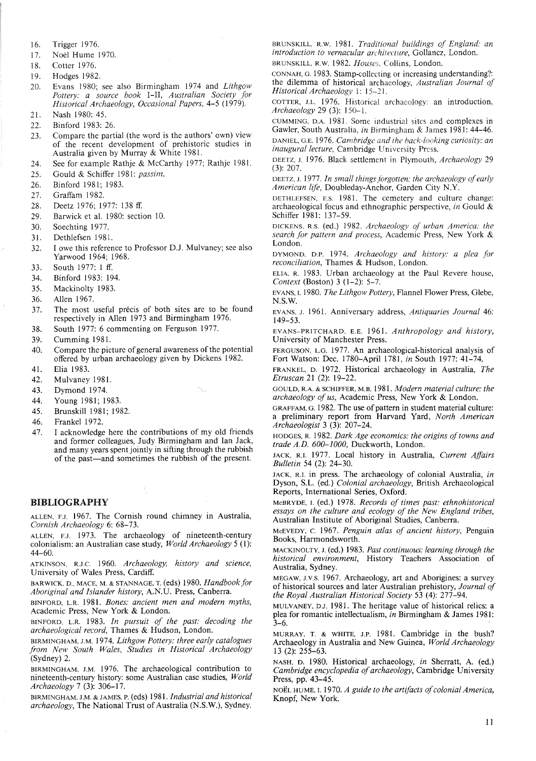16. Trigger 1976.
17. Noël Hume 1970.
18. Cotter 1976.
19. Hodges 1982.
20. Evans 1980; see also Birmingham 1974 and *Lithgow Pottery: a source book* I–II, *Australian Society for Historical Archaeology, Occasional Papers*, 4–5 (1979).
21. Nash 1980: 45.
22. Binford 1983: 26.
23. Compare the partial (the word is the authors' own) view of the recent development of prehistoric studies in Australia given by Murray & White 1981.
24. See for example Rathje & McCarthy 1977; Rathje 1981.
25. Gould & Schiffer 1981: *passim*.
26. Binford 1981; 1983.
27. Graffam 1982.
28. Deetz 1976; 1977: 138 ff.
29. Barwick et al. 1980: section 10.
30. Soechting 1977.
31. Dethlefsen 1981.
32. I owe this reference to Professor D.J. Mulvaney; see also Yarwood 1964; 1968.
33. South 1977: 1 ff.
34. Binford 1983: 194.
35. Mackinolty 1983.
36. Allen 1967.
37. The most useful précis of both sites are to be found respectively in Allen 1973 and Birmingham 1976.
38. South 1977: 6 commenting on Ferguson 1977.
39. Cumming 1981.
40. Compare the picture of general awareness of the potential offered by urban archaeology given by Dickens 1982.
41. Elia 1983.
42. Mulvaney 1981.
43. Dymond 1974.
44. Young 1981; 1983.
45. Brunskill 1981; 1982.
46. Frankel 1972.
47. I acknowledge here the contributions of my old friends and former colleagues, Judy Birmingham and Ian Jack, and many years spent jointly in sifting through the rubbish of the past—and sometimes the rubbish of the present.

## BIBLIOGRAPHY

ALLEN, F.J. 1967. The Cornish round chimney in Australia, *Cornish Archaeology* 6: 68–73.

ALLEN, F.J. 1973. The archaeology of nineteenth-century colonialism: an Australian case study, *World Archaeology* 5 (1): 44–60.

ATKINSON, R.J.C. 1960. *Archaeology, history and science*, University of Wales Press, Cardiff.

BARWICK, D., MACE, M. & STANNAGE, T. (eds) 1980. *Handbook for Aboriginal and Islander history*, A.N.U. Press, Canberra.

BINFORD, L.R. 1981. *Bones: ancient men and modern myths*, Academic Press, New York & London.

BINFORD, L.R. 1983. *In pursuit of the past: decoding the archaeological record*, Thames & Hudson, London.

BIRMINGHAM, J.M. 1974. *Lithgow Pottery: three early catalogues from New South Wales*, *Studies in Historical Archaeology* (Sydney) 2.

BIRMINGHAM, J.M. 1976. The archaeological contribution to nineteenth-century history: some Australian case studies, *World Archaeology* 7 (3): 306–17.

BIRMINGHAM, J.M. & JAMES, P. (eds) 1981. *Industrial and historical archaeology*, The National Trust of Australia (N.S.W.), Sydney.

BRUNSKILL, R.W. 1981. *Traditional buildings of England: an introduction to vernacular architecture*, Gollancz, London.

BRUNSKILL, R.W. 1982. *Houses*, Collins, London.

CONNAH, G. 1983. Stamp-collecting or increasing understanding?: the dilemma of historical archaeology, *Australian Journal of Historical Archaeology* 1: 15–21.

COTTER, J.L. 1976. Historical archaeology: an introduction, *Archaeology* 29 (3): 150–1.

CUMMING, D.A. 1981. Some industrial sites and complexes in Gawler, South Australia, *in* Birmingham & James 1981: 44–46.

DANIEL, G.E. 1976. *Cambridge and the back-looking curiosity: an inaugural lecture*, Cambridge University Press.

DEETZ, J. 1976. Black settlement in Plymouth, *Archaeology* 29 (3): 207.

DEETZ, J. 1977. *In small things forgotten: the archaeology of early American life*, Doubleday-Anchor, Garden City N.Y.

DETHLEFSEN, E.S. 1981. The cemetery and culture change: archaeological focus and ethnographic perspective, *in* Gould & Schiffer 1981: 137–59.

DICKENS, R.S. (ed.) 1982. *Archaeology of urban America: the search for pattern and process*, Academic Press, New York & London.

DYMOND, D.P. 1974. *Archaeology and history: a plea for reconciliation*, Thames & Hudson, London.

ELIA, R. 1983. Urban archaeology at the Paul Revere house, *Context* (Boston) 3 (1–2): 5–7.

EVANS, I. 1980. *The Lithgow Pottery*, Flannel Flower Press, Glebe, N.S.W.

EVANS, J. 1961. Anniversary address, *Antiquaries Journal* 46: 149–53.

EVANS-PRITCHARD, E.E. 1961. *Anthropology and history*, University of Manchester Press.

FERGUSON, L.G. 1977. An archaeological-historical analysis of Fort Watson: Dec. 1780–April 1781, *in* South 1977: 41–74.

FRANKEL, D. 1972. Historical archaeology in Australia, *The Etruscan* 21 (2): 19–22.

GOULD, R.A. & SCHIFFER, M.B. 1981. *Modern material culture: the archaeology of us*, Academic Press, New York & London.

GRAFFAM, G. 1982. The use of pattern in student material culture: a preliminary report from Harvard Yard, *North American Archaeologist* 3 (3): 207–24.

HODGES, R. 1982. *Dark Age economics: the origins of towns and trade A.D. 600–1000*, Duckworth, London.

JACK, R.I. 1977. Local history in Australia, *Current Affairs Bulletin* 54 (2): 24–30.

JACK, R.I. in press. The archaeology of colonial Australia, *in* Dyson, S.L. (ed.) *Colonial archaeology*, British Archaeological Reports, International Series, Oxford.

McBRYDE, I. (ed.) 1978. *Records of times past: ethnohistorical essays on the culture and ecology of the New England tribes*, Australian Institute of Aboriginal Studies, Canberra.

McEVEDY, C. 1967. *Penguin atlas of ancient history*, Penguin Books, Harmondsworth.

MACKINOLTY, J. (ed.) 1983. *Past continuous: learning through the historical environment*, History Teachers Association of Australia, Sydney.

MEGAW, J.V.S. 1967. Archaeology, art and Aborigines: a survey of historical sources and later Australian prehistory, *Journal of the Royal Australian Historical Society* 53 (4): 277–94.

MULVANEY, D.J. 1981. The heritage value of historical relics: a plea for romantic intellectualism, *in* Birmingham & James 1981: 3–6.

MURRAY, T. & WHITE, J.P. 1981. Cambridge in the bush? Archaeology in Australia and New Guinea, *World Archaeology* 13 (2): 255–63.

NASH, D. 1980. Historical archaeology, *in* Sherratt, A. (ed.) *Cambridge encyclopedia of archaeology*, Cambridge University Press, pp. 43–45.

NOËL HUME, I. 1970. *A guide to the artifacts of colonial America*, Knopf, New York.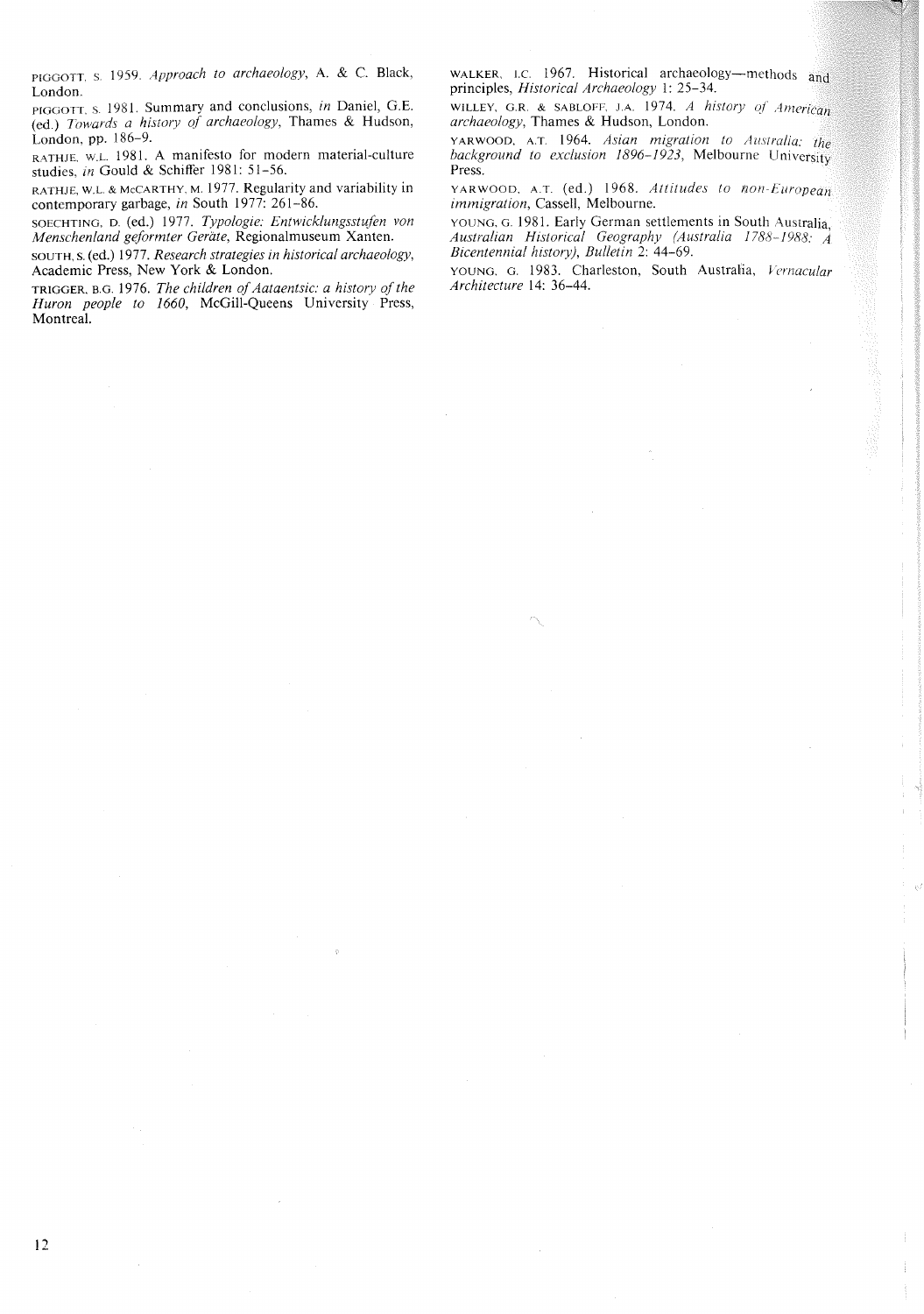PIGGOTT, S. 1959. *Approach to archaeology*, A. & C. Black, London.

PIGGOTT, S. 1981. Summary and conclusions, *in* Daniel, G.E. (ed.) *Towards a history of archaeology*, Thames & Hudson, London, pp. 186–9.

RATHJE, W.L. 1981. A manifesto for modern material-culture studies, *in* Gould & Schiffer 1981: 51–56.

RATHJE, W.L. & McCARTHY, M. 1977. Regularity and variability in contemporary garbage, *in* South 1977: 261–86.

SOECHTING, D. (ed.) 1977. *Typologie: Entwicklungsstufen von Menschenland geformter Geräte*, Regionalmuseum Xanten.

SOUTH, S. (ed.) 1977. *Research strategies in historical archaeology*, Academic Press, New York & London.

TRIGGER, B.G. 1976. *The children of Aataentsic: a history of the Huron people to 1660*, McGill-Queens University Press, Montreal.

WALKER, I.C. 1967. Historical archaeology—methods and principles, *Historical Archaeology* 1: 25–34.

WILLEY, G.R. & SABLOFF, J.A. 1974. *A history of American archaeology*, Thames & Hudson, London.

YARWOOD, A.T. 1964. *Asian migration to Australia: the background to exclusion 1896–1923*, Melbourne University Press.

YARWOOD, A.T. (ed.) 1968. *Attitudes to non-European immigration*, Cassell, Melbourne.

YOUNG, G. 1981. Early German settlements in South Australia, *Australian Historical Geography (Australia 1788–1988: A Bicentennial history), Bulletin* 2: 44–69.

YOUNG, G. 1983. Charleston, South Australia, *Vernacular Architecture* 14: 36–44.